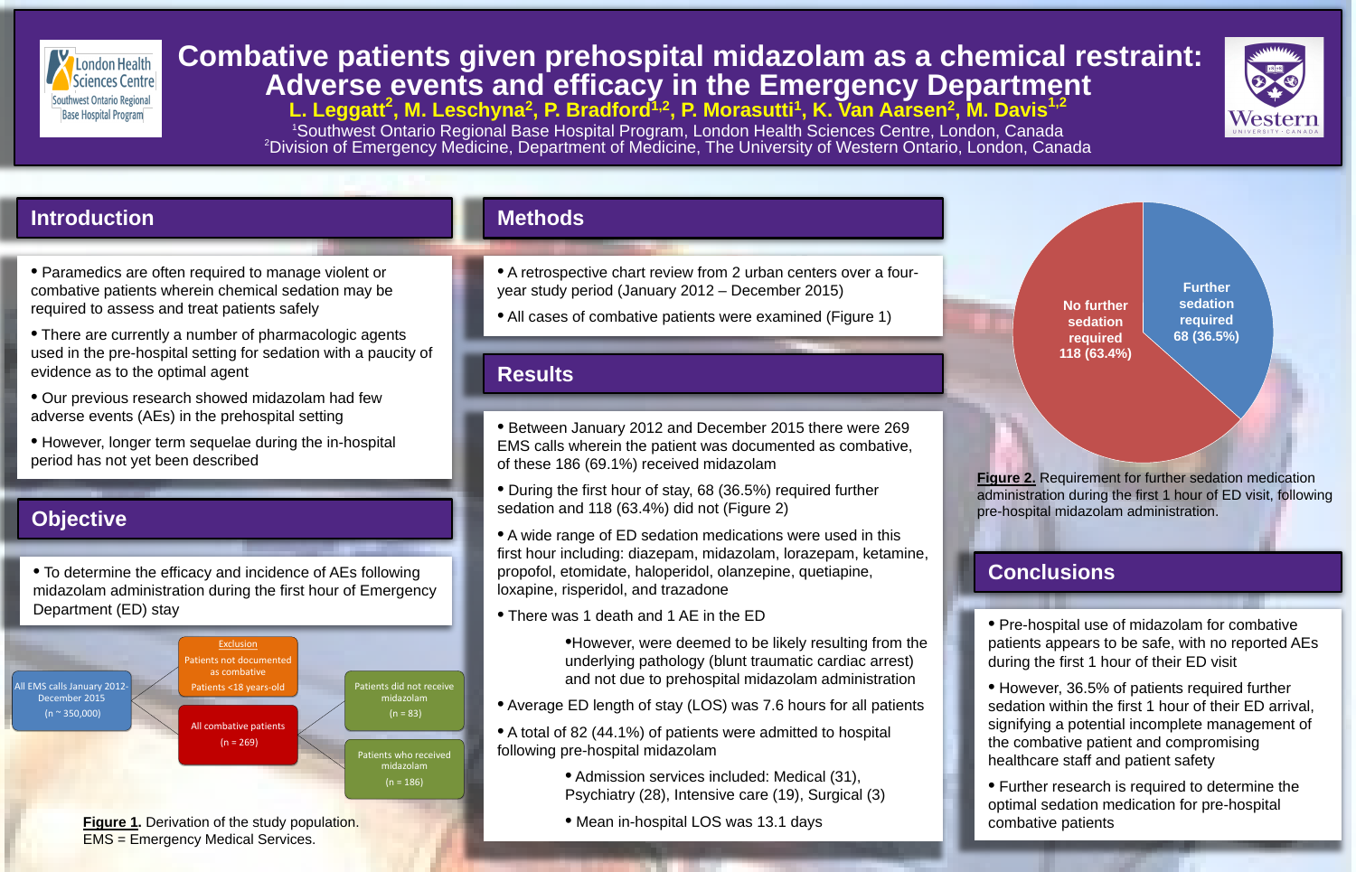# Combative patients given prehospital midazolam as a chemical restraint: Adverse events and efficacy in the Emergency Department

**L. Leggatt[2], M. Leschyna[2], P. Bradford[1,2], P. Morasutti[1], K. Van Aarsen[2], M. Davis[1,2]**

[1]Southwest Ontario Regional Base Hospital Program, London Health Sciences Centre, London, Canada
[2]Division of Emergency Medicine, Department of Medicine, The University of Western Ontario, London, Canada

## Introduction

- Paramedics are often required to manage violent or combative patients wherein chemical sedation may be required to assess and treat patients safely
- There are currently a number of pharmacologic agents used in the pre-hospital setting for sedation with a paucity of evidence as to the optimal agent
- Our previous research showed midazolam had few adverse events (AEs) in the prehospital setting
- However, longer term sequelae during the in-hospital period has not yet been described

## Objective

- To determine the efficacy and incidence of AEs following midazolam administration during the first hour of Emergency Department (ED) stay

All EMS calls January 2012-December 2015 (n ~ 350,000)

Exclusion: Patients not documented as combative; Patients <18 years-old

All combative patients (n = 269)

Patients did not receive midazolam (n = 83)

Patients who received midazolam (n = 186)

**Figure 1.** Derivation of the study population. EMS = Emergency Medical Services.

## Methods

- A retrospective chart review from 2 urban centers over a four-year study period (January 2012 – December 2015)
- All cases of combative patients were examined (Figure 1)

## Results

- Between January 2012 and December 2015 there were 269 EMS calls wherein the patient was documented as combative, of these 186 (69.1%) received midazolam
- During the first hour of stay, 68 (36.5%) required further sedation and 118 (63.4%) did not (Figure 2)
- A wide range of ED sedation medications were used in this first hour including: diazepam, midazolam, lorazepam, ketamine, propofol, etomidate, haloperidol, olanzapine, quetiapine, loxapine, risperidol, and trazadone
- There was 1 death and 1 AE in the ED
  - However, were deemed to be likely resulting from the underlying pathology (blunt traumatic cardiac arrest) and not due to prehospital midazolam administration
- Average ED length of stay (LOS) was 7.6 hours for all patients
- A total of 82 (44.1%) of patients were admitted to hospital following pre-hospital midazolam
  - Admission services included: Medical (31), Psychiatry (28), Intensive care (19), Surgical (3)
  - Mean in-hospital LOS was 13.1 days

No further sedation required 118 (63.4%)

Further sedation required 68 (36.5%)

**Figure 2.** Requirement for further sedation medication administration during the first 1 hour of ED visit, following pre-hospital midazolam administration.

## Conclusions

- Pre-hospital use of midazolam for combative patients appears to be safe, with no reported AEs during the first 1 hour of their ED visit
- However, 36.5% of patients required further sedation within the first 1 hour of their ED arrival, signifying a potential incomplete management of the combative patient and compromising healthcare staff and patient safety
- Further research is required to determine the optimal sedation medication for pre-hospital combative patients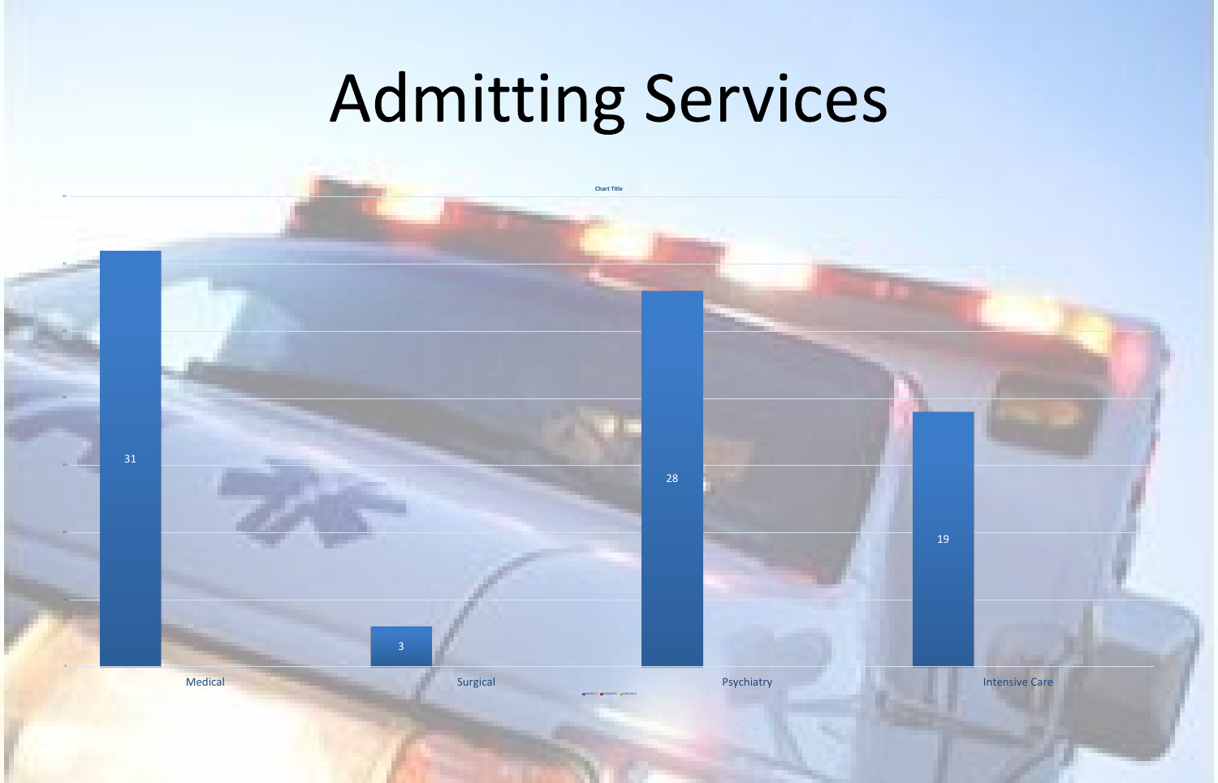# Admitting Services

Chart Title

31

3

28

19

Medical

Surgical

Psychiatry

Intensive Care